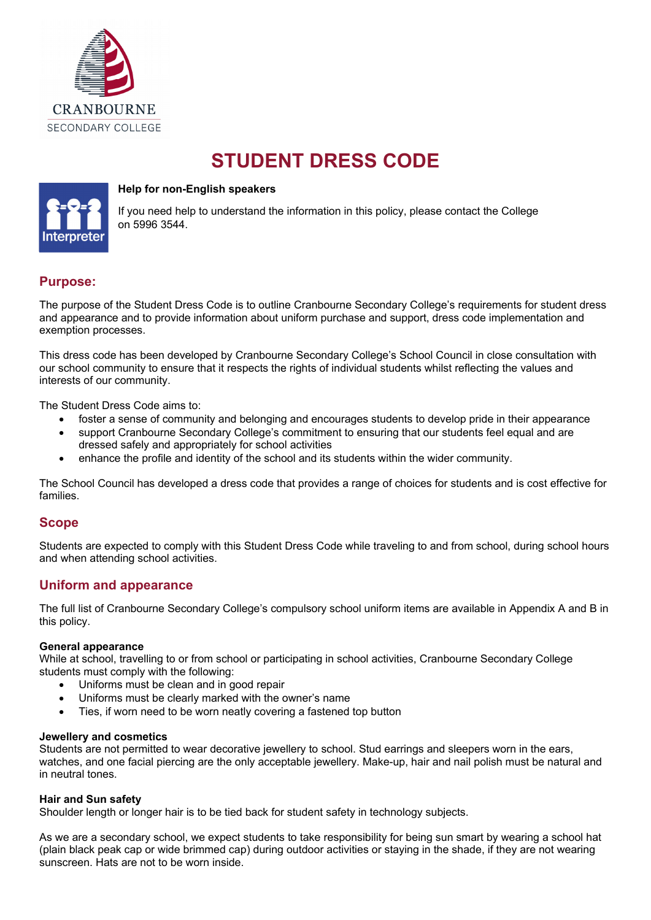CRANBOURNE

SECONDARY COLLEGE

# STUDENT DRESS CODE

**Help for non-English speakers**

If you need help to understand the information in this policy, please contact the College on 5996 3544.

## Purpose:

The purpose of the Student Dress Code is to outline Cranbourne Secondary College's requirements for student dress and appearance and to provide information about uniform purchase and support, dress code implementation and exemption processes.

This dress code has been developed by Cranbourne Secondary College's School Council in close consultation with our school community to ensure that it respects the rights of individual students whilst reflecting the values and interests of our community.

The Student Dress Code aims to:

- foster a sense of community and belonging and encourages students to develop pride in their appearance
- support Cranbourne Secondary College's commitment to ensuring that our students feel equal and are dressed safely and appropriately for school activities
- enhance the profile and identity of the school and its students within the wider community.

The School Council has developed a dress code that provides a range of choices for students and is cost effective for families.

## Scope

Students are expected to comply with this Student Dress Code while traveling to and from school, during school hours and when attending school activities.

## Uniform and appearance

The full list of Cranbourne Secondary College's compulsory school uniform items are available in Appendix A and B in this policy.

**General appearance**

While at school, travelling to or from school or participating in school activities, Cranbourne Secondary College students must comply with the following:

- Uniforms must be clean and in good repair
- Uniforms must be clearly marked with the owner's name
- Ties, if worn need to be worn neatly covering a fastened top button

**Jewellery and cosmetics**

Students are not permitted to wear decorative jewellery to school. Stud earrings and sleepers worn in the ears, watches, and one facial piercing are the only acceptable jewellery. Make-up, hair and nail polish must be natural and in neutral tones.

**Hair and Sun safety**

Shoulder length or longer hair is to be tied back for student safety in technology subjects.

As we are a secondary school, we expect students to take responsibility for being sun smart by wearing a school hat (plain black peak cap or wide brimmed cap) during outdoor activities or staying in the shade, if they are not wearing sunscreen. Hats are not to be worn inside.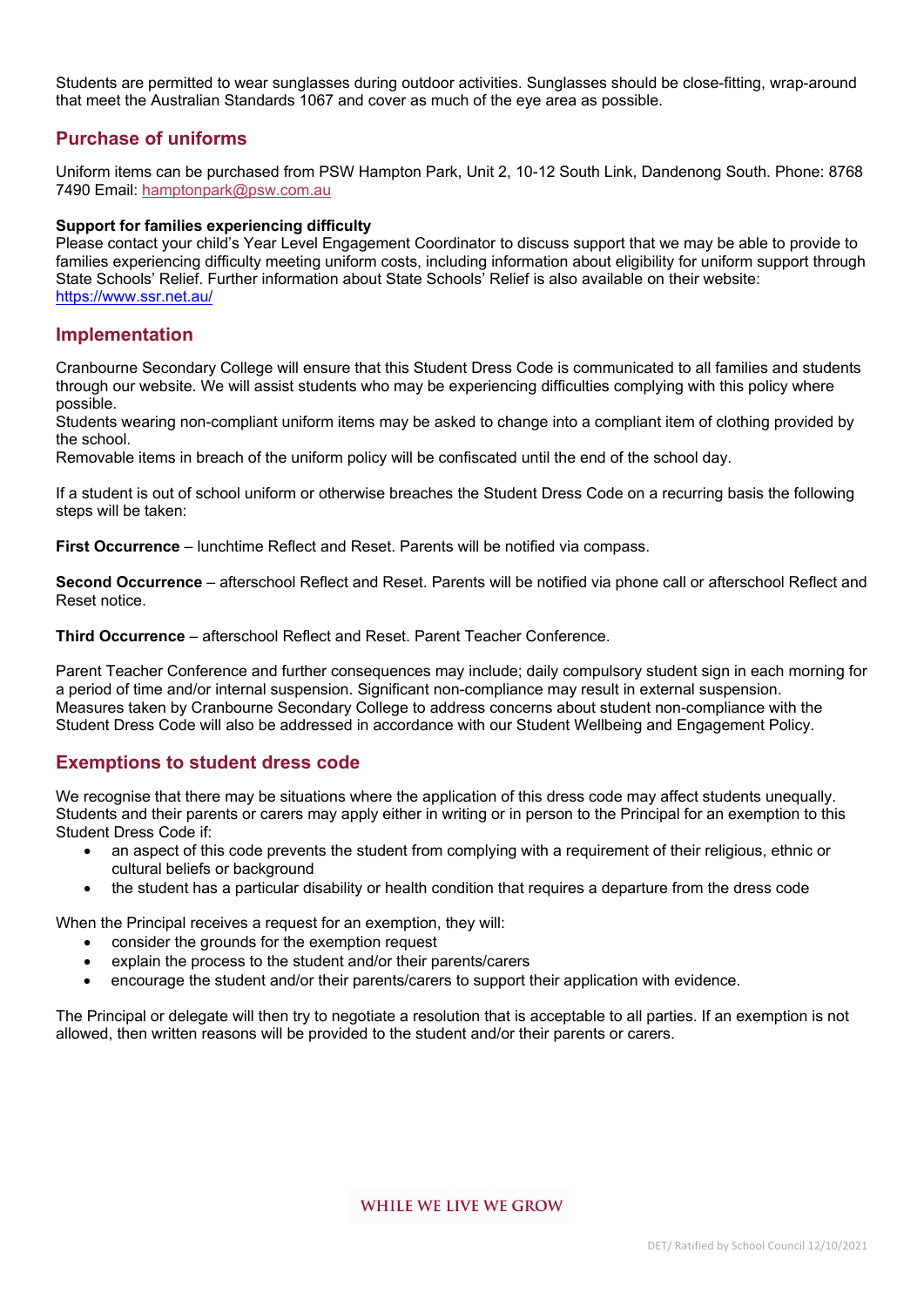Students are permitted to wear sunglasses during outdoor activities. Sunglasses should be close-fitting, wrap-around that meet the Australian Standards 1067 and cover as much of the eye area as possible.

## Purchase of uniforms

Uniform items can be purchased from PSW Hampton Park, Unit 2, 10-12 South Link, Dandenong South. Phone: 8768 7490 Email: hamptonpark@psw.com.au

**Support for families experiencing difficulty**
Please contact your child's Year Level Engagement Coordinator to discuss support that we may be able to provide to families experiencing difficulty meeting uniform costs, including information about eligibility for uniform support through State Schools' Relief. Further information about State Schools' Relief is also available on their website: https://www.ssr.net.au/

## Implementation

Cranbourne Secondary College will ensure that this Student Dress Code is communicated to all families and students through our website. We will assist students who may be experiencing difficulties complying with this policy where possible.
Students wearing non-compliant uniform items may be asked to change into a compliant item of clothing provided by the school.
Removable items in breach of the uniform policy will be confiscated until the end of the school day.

If a student is out of school uniform or otherwise breaches the Student Dress Code on a recurring basis the following steps will be taken:

**First Occurrence** – lunchtime Reflect and Reset. Parents will be notified via compass.

**Second Occurrence** – afterschool Reflect and Reset. Parents will be notified via phone call or afterschool Reflect and Reset notice.

**Third Occurrence** – afterschool Reflect and Reset. Parent Teacher Conference.

Parent Teacher Conference and further consequences may include; daily compulsory student sign in each morning for a period of time and/or internal suspension. Significant non-compliance may result in external suspension.
Measures taken by Cranbourne Secondary College to address concerns about student non-compliance with the Student Dress Code will also be addressed in accordance with our Student Wellbeing and Engagement Policy.

## Exemptions to student dress code

We recognise that there may be situations where the application of this dress code may affect students unequally. Students and their parents or carers may apply either in writing or in person to the Principal for an exemption to this Student Dress Code if:

- an aspect of this code prevents the student from complying with a requirement of their religious, ethnic or cultural beliefs or background
- the student has a particular disability or health condition that requires a departure from the dress code

When the Principal receives a request for an exemption, they will:

- consider the grounds for the exemption request
- explain the process to the student and/or their parents/carers
- encourage the student and/or their parents/carers to support their application with evidence.

The Principal or delegate will then try to negotiate a resolution that is acceptable to all parties. If an exemption is not allowed, then written reasons will be provided to the student and/or their parents or carers.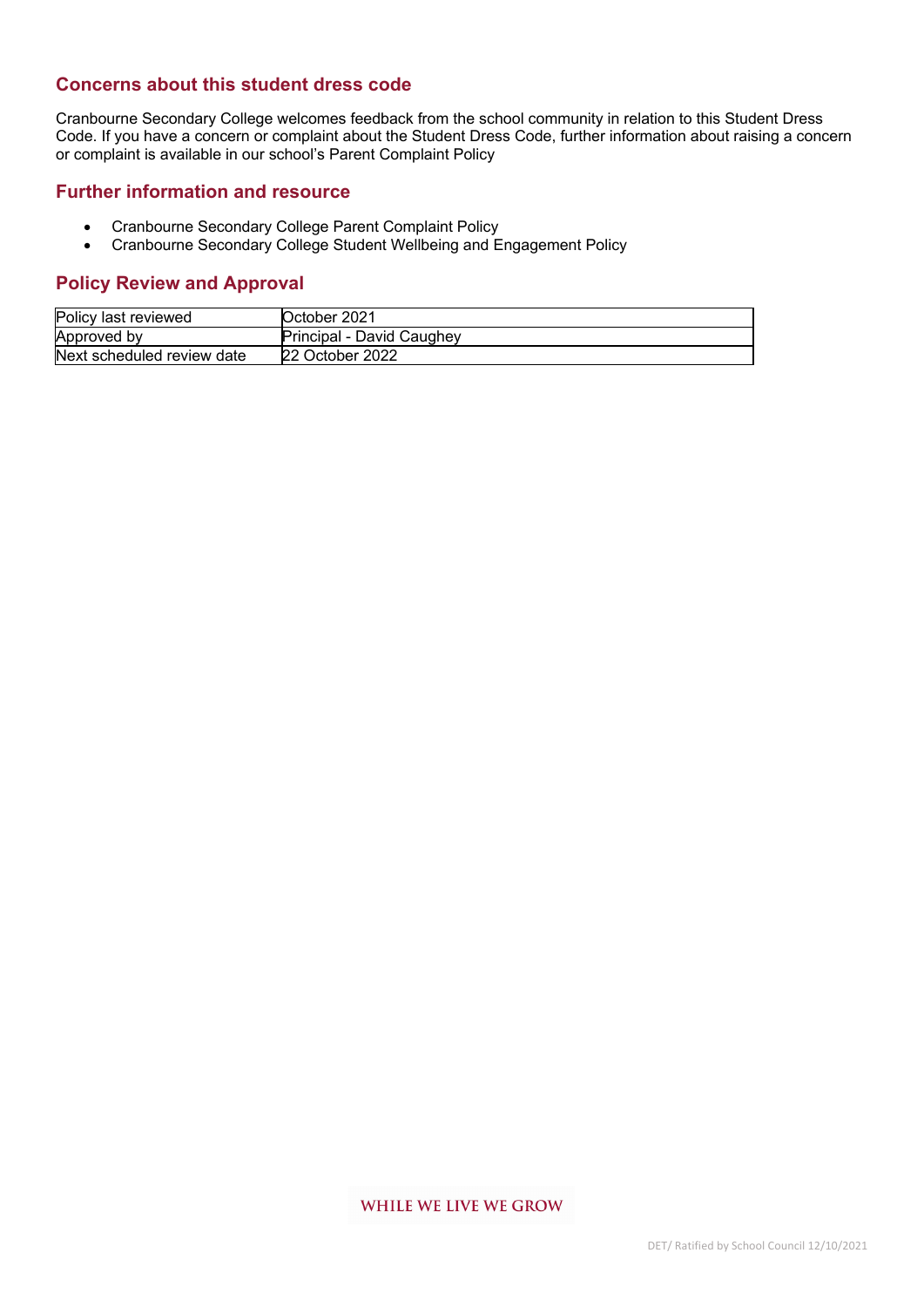## Concerns about this student dress code

Cranbourne Secondary College welcomes feedback from the school community in relation to this Student Dress Code. If you have a concern or complaint about the Student Dress Code, further information about raising a concern or complaint is available in our school's Parent Complaint Policy

## Further information and resource

- Cranbourne Secondary College Parent Complaint Policy
- Cranbourne Secondary College Student Wellbeing and Engagement Policy

## Policy Review and Approval

| Policy last reviewed | October 2021 |
|---|---|
| Approved by | Principal - David Caughey |
| Next scheduled review date | 22 October 2022 |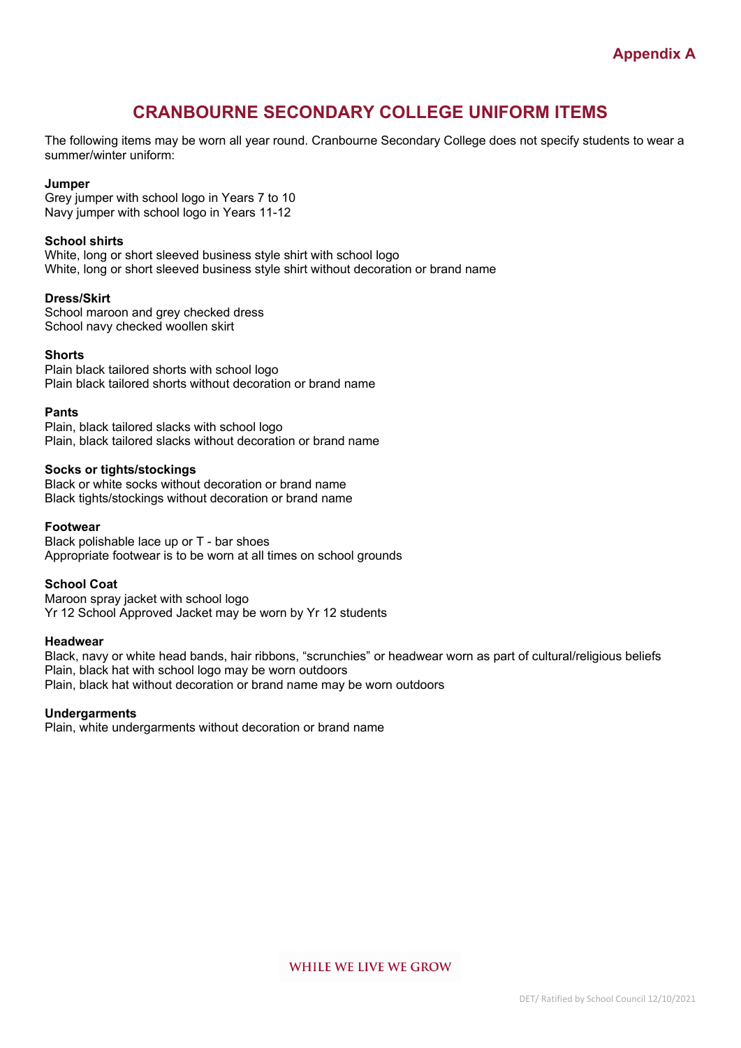Appendix A

# CRANBOURNE SECONDARY COLLEGE UNIFORM ITEMS

The following items may be worn all year round. Cranbourne Secondary College does not specify students to wear a summer/winter uniform:

**Jumper**
Grey jumper with school logo in Years 7 to 10
Navy jumper with school logo in Years 11-12

**School shirts**
White, long or short sleeved business style shirt with school logo
White, long or short sleeved business style shirt without decoration or brand name

**Dress/Skirt**
School maroon and grey checked dress
School navy checked woollen skirt

**Shorts**
Plain black tailored shorts with school logo
Plain black tailored shorts without decoration or brand name

**Pants**
Plain, black tailored slacks with school logo
Plain, black tailored slacks without decoration or brand name

**Socks or tights/stockings**
Black or white socks without decoration or brand name
Black tights/stockings without decoration or brand name

**Footwear**
Black polishable lace up or T - bar shoes
Appropriate footwear is to be worn at all times on school grounds

**School Coat**
Maroon spray jacket with school logo
Yr 12 School Approved Jacket may be worn by Yr 12 students

**Headwear**
Black, navy or white head bands, hair ribbons, "scrunchies" or headwear worn as part of cultural/religious beliefs
Plain, black hat with school logo may be worn outdoors
Plain, black hat without decoration or brand name may be worn outdoors

**Undergarments**
Plain, white undergarments without decoration or brand name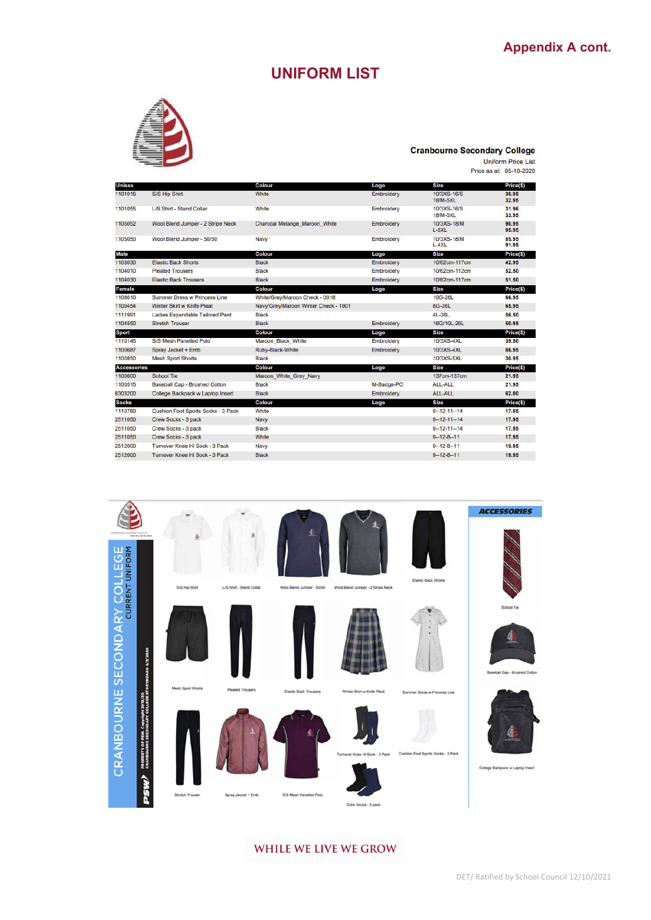## Appendix A cont.

# UNIFORM LIST

**Cranbourne Secondary College**
Uniform Price List
Price as at: 05-10-2020

| Unisex | | Colour | Logo | Size | Price($) |
|---|---|---|---|---|---|
| 1101015 | S/S Hip Shirt | White | Embroidery | 10/3XS-16/S 18/M-5XL | 30.95 32.95 |
| 1101055 | L/S Shirt - Stand Collar | White | Embroidery | 10/3XS-16/S 18/M-5XL | 31.96 33.95 |
| 1105052 | Wool Blend Jumper - 2 Stripe Neck | Charcoal Melange_Maroon_White | Embroidery | 10/3XS-18/M L-5XL | 90.95 95.95 |
| 1105050 | Wool Blend Jumper - 50/50 | Navy | Embroidery | 10/3XS-18/M L-4XL | 85.95 91.95 |
| **Male** | | **Colour** | **Logo** | **Size** | **Price($)** |
| 1103030 | Elastic Back Shorts | Black | Embroidery | 10/62cm-117cm | 42.95 |
| 1104010 | Pleated Trousers | Black | Embroidery | 10/62cm-112cm | 52.50 |
| 1104030 | Elastic Back Trousers | Black | Embroidery | 10/62cm-117cm | 51.50 |
| **Female** | | **Colour** | **Logo** | **Size** | **Price($)** |
| 1108010 | Summer Dress w Princess Line | White/Grey/Maroon Check - 0018 | | 10G-26L | 66.95 |
| 1100454 | Winter Skirt w Knife Pleat | Navy/Grey/Maroon Winter Check - 1001 | | 8G-26L | 65.95 |
| 1111991 | Ladies Expandable Tailored Pant | Black | | 4L-26L | 56.50 |
| 1104560 | Stretch Trouser | Black | Embroidery | 16G/10L-26L | 50.95 |
| **Sport** | | **Colour** | **Logo** | **Size** | **Price($)** |
| 1110145 | S/S Mesh Panelled Polo | Maroon_Black_White | Embroidery | 10/3XS-4XL | 39.50 |
| 1100687 | Spray Jacket + Emb | Ruby-Black-White | Embroidery | 10/3XS-4XL | 86.95 |
| 1100850 | Mesh Sport Shorts | Black | | 10/3XS-5XL | 30.95 |
| **Accessories** | | **Colour** | **Logo** | **Size** | **Price($)** |
| 1100600 | School Tie | Maroon_White_Grey_Navy | | 137cm-137cm | 21.95 |
| 1100515 | Baseball Cap - Brushed Cotton | Black | M-Badge-PO | ALL-ALL | 21.95 |
| 8303200 | College Backpack w Laptop Insert | Black | Embroidery | ALL-ALL | 62.00 |
| **Socks** | | **Colour** | **Logo** | **Size** | **Price($)** |
| 1110760 | Cushion Foot Sports Socks - 3 Pack | White | | 9--12-11--14 | 17.95 |
| 2511050 | Crew Socks - 3 pack | Navy | | 9--12-11--14 | 17.95 |
| 2511050 | Crew Socks - 3 pack | Black | | 9--12-11--14 | 17.95 |
| 2511050 | Crew Socks - 3 pack | White | | 9--12-8--11 | 17.95 |
| 2512000 | Turnover Knee Hi Sock - 3 Pack | Navy | | 9--12-8--11 | 19.95 |
| 2512000 | Turnover Knee Hi Sock - 3 Pack | Black | | 9--12-8--11 | 19.95 |

CRANBOURNE SECONDARY COLLEGE
CURRENT UNIFORM

S/S Hip Shirt, L/S Shirt - Stand Collar, Wool Blend Jumper - 50/50, Wool Blend Jumper - 2 Stripe Neck, Elastic Back Shorts, Mesh Sport Shorts, Pleated Trousers, Elastic Back Trousers, Winter Skirt w Knife Pleat, Summer Dress w Princess Line, Stretch Trouser, Spray Jacket + Emb, S/S Mesh Panelled Polo, Turnover Knee Hi Sock - 3 Pack, Cushion Foot Sports Socks - 3 Pack, Crew Socks - 3 pack

ACCESSORIES

School Tie, Baseball Cap - Brushed Cotton, College Backpack w Laptop Insert

PROPERTY OF PSW. Copyright 2019/20 CRANBOURNE SECONDARY COLLEGE STORYBOARD 4/3/2020

WHILE WE LIVE WE GROW

DET/ Ratified by School Council 12/10/2021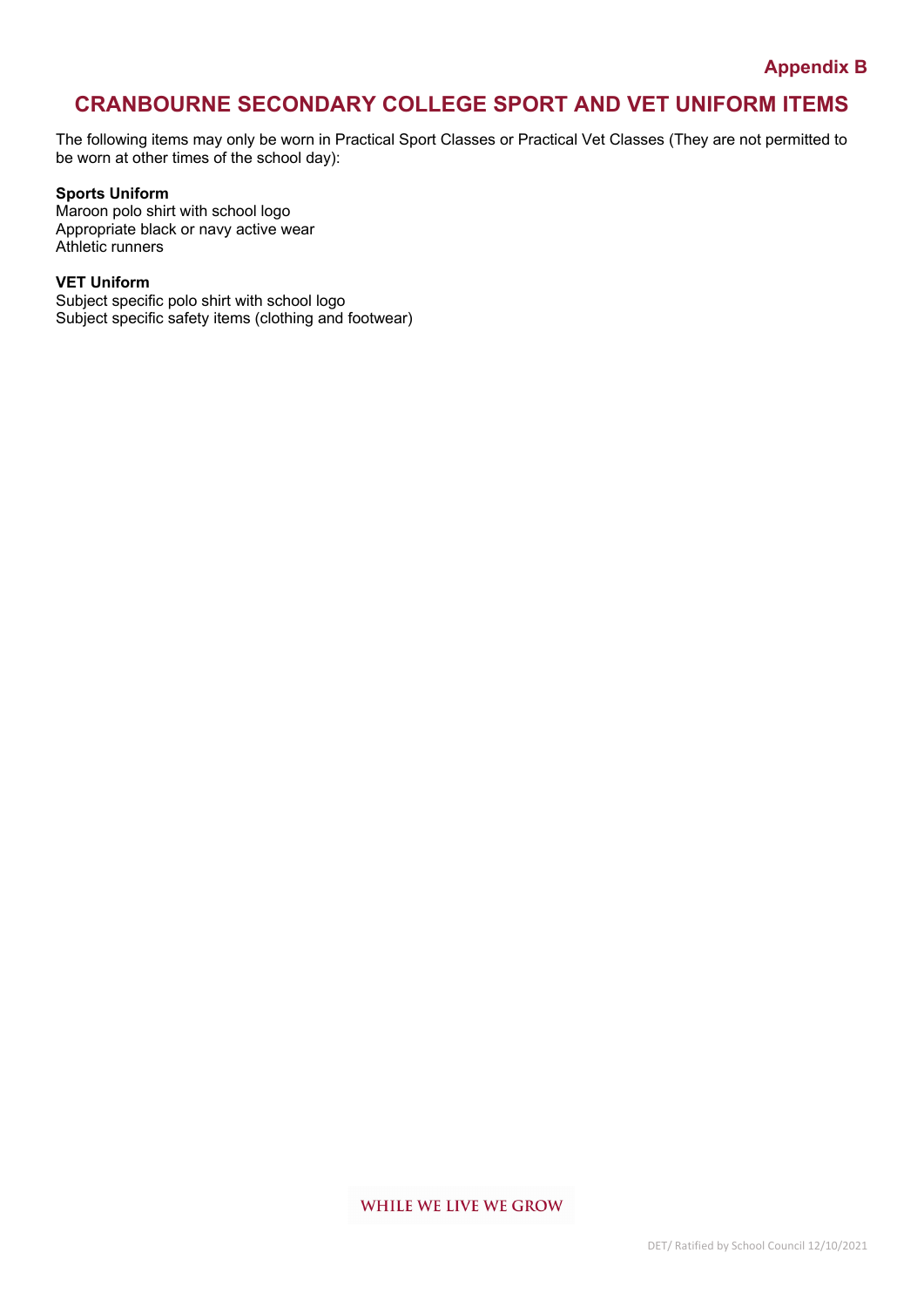Appendix B

# CRANBOURNE SECONDARY COLLEGE SPORT AND VET UNIFORM ITEMS

The following items may only be worn in Practical Sport Classes or Practical Vet Classes (They are not permitted to be worn at other times of the school day):

**Sports Uniform**
Maroon polo shirt with school logo
Appropriate black or navy active wear
Athletic runners

**VET Uniform**
Subject specific polo shirt with school logo
Subject specific safety items (clothing and footwear)

WHILE WE LIVE WE GROW

DET/ Ratified by School Council 12/10/2021